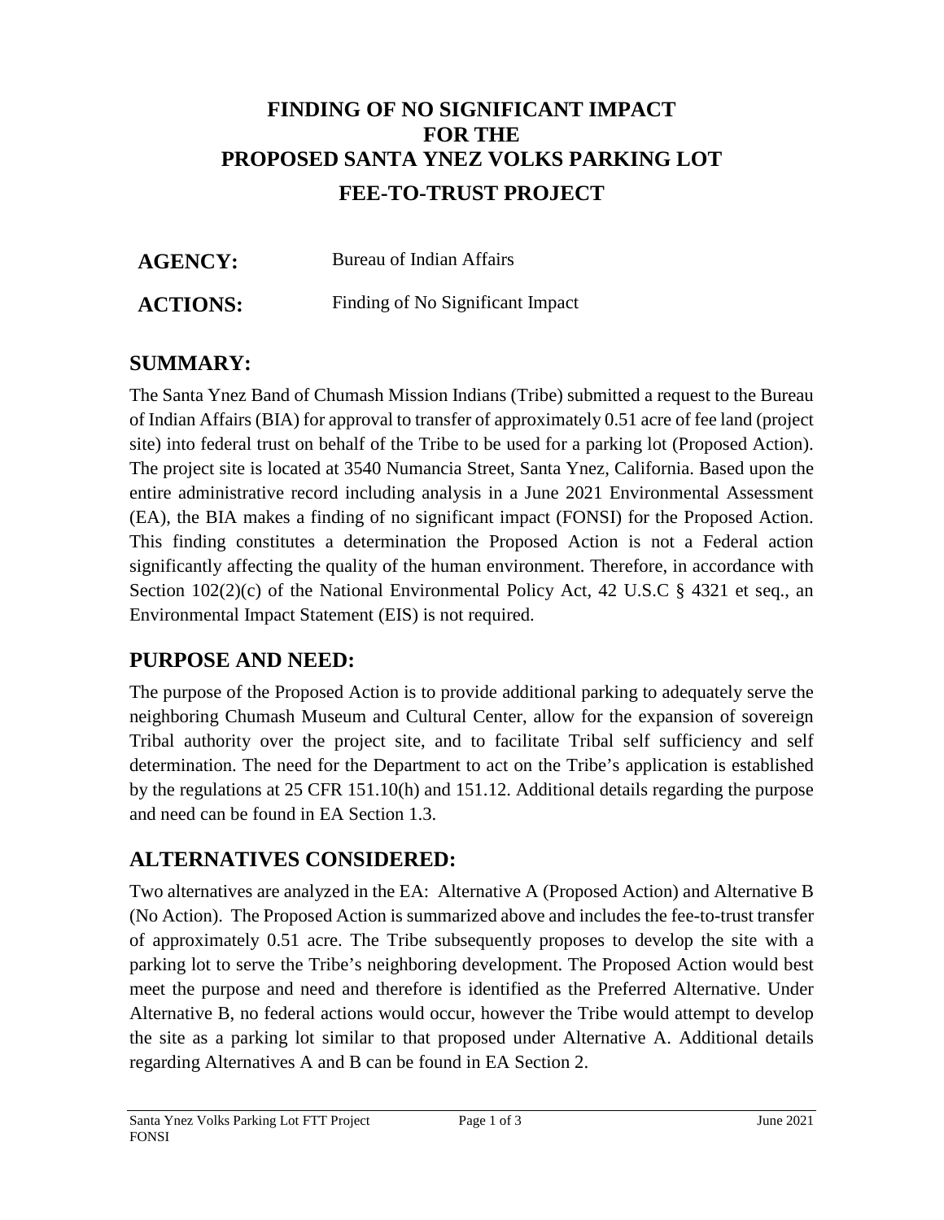# FINDING OF NO SIGNIFICANT IMPACT FOR THE PROPOSED SANTA YNEZ VOLKS PARKING LOT FEE-TO-TRUST PROJECT

**AGENCY:** Bureau of Indian Affairs

**ACTIONS:** Finding of No Significant Impact

## SUMMARY:

The Santa Ynez Band of Chumash Mission Indians (Tribe) submitted a request to the Bureau of Indian Affairs (BIA) for approval to transfer of approximately 0.51 acre of fee land (project site) into federal trust on behalf of the Tribe to be used for a parking lot (Proposed Action). The project site is located at 3540 Numancia Street, Santa Ynez, California. Based upon the entire administrative record including analysis in a June 2021 Environmental Assessment (EA), the BIA makes a finding of no significant impact (FONSI) for the Proposed Action. This finding constitutes a determination the Proposed Action is not a Federal action significantly affecting the quality of the human environment. Therefore, in accordance with Section 102(2)(c) of the National Environmental Policy Act, 42 U.S.C § 4321 et seq., an Environmental Impact Statement (EIS) is not required.

## PURPOSE AND NEED:

The purpose of the Proposed Action is to provide additional parking to adequately serve the neighboring Chumash Museum and Cultural Center, allow for the expansion of sovereign Tribal authority over the project site, and to facilitate Tribal self sufficiency and self determination. The need for the Department to act on the Tribe's application is established by the regulations at 25 CFR 151.10(h) and 151.12. Additional details regarding the purpose and need can be found in EA Section 1.3.

## ALTERNATIVES CONSIDERED:

Two alternatives are analyzed in the EA: Alternative A (Proposed Action) and Alternative B (No Action). The Proposed Action is summarized above and includes the fee-to-trust transfer of approximately 0.51 acre. The Tribe subsequently proposes to develop the site with a parking lot to serve the Tribe's neighboring development. The Proposed Action would best meet the purpose and need and therefore is identified as the Preferred Alternative. Under Alternative B, no federal actions would occur, however the Tribe would attempt to develop the site as a parking lot similar to that proposed under Alternative A. Additional details regarding Alternatives A and B can be found in EA Section 2.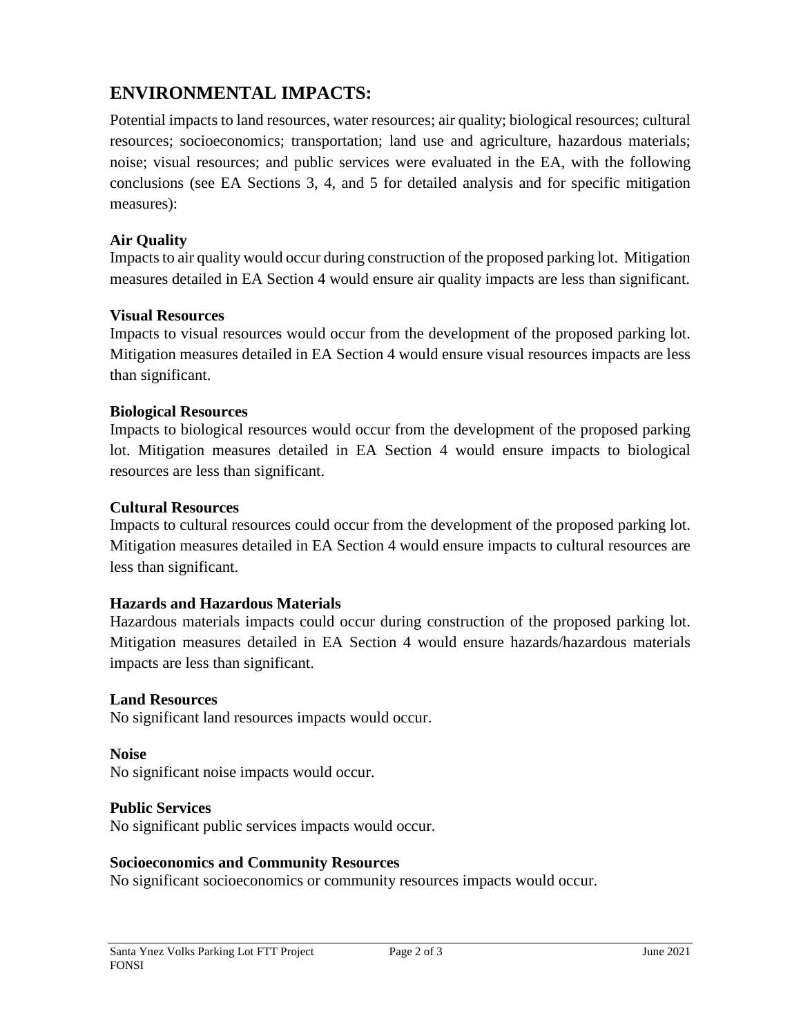## ENVIRONMENTAL IMPACTS:

Potential impacts to land resources, water resources; air quality; biological resources; cultural resources; socioeconomics; transportation; land use and agriculture, hazardous materials; noise; visual resources; and public services were evaluated in the EA, with the following conclusions (see EA Sections 3, 4, and 5 for detailed analysis and for specific mitigation measures):

**Air Quality**
Impacts to air quality would occur during construction of the proposed parking lot. Mitigation measures detailed in EA Section 4 would ensure air quality impacts are less than significant.

**Visual Resources**
Impacts to visual resources would occur from the development of the proposed parking lot. Mitigation measures detailed in EA Section 4 would ensure visual resources impacts are less than significant.

**Biological Resources**
Impacts to biological resources would occur from the development of the proposed parking lot. Mitigation measures detailed in EA Section 4 would ensure impacts to biological resources are less than significant.

**Cultural Resources**
Impacts to cultural resources could occur from the development of the proposed parking lot. Mitigation measures detailed in EA Section 4 would ensure impacts to cultural resources are less than significant.

**Hazards and Hazardous Materials**
Hazardous materials impacts could occur during construction of the proposed parking lot. Mitigation measures detailed in EA Section 4 would ensure hazards/hazardous materials impacts are less than significant.

**Land Resources**
No significant land resources impacts would occur.

**Noise**
No significant noise impacts would occur.

**Public Services**
No significant public services impacts would occur.

**Socioeconomics and Community Resources**
No significant socioeconomics or community resources impacts would occur.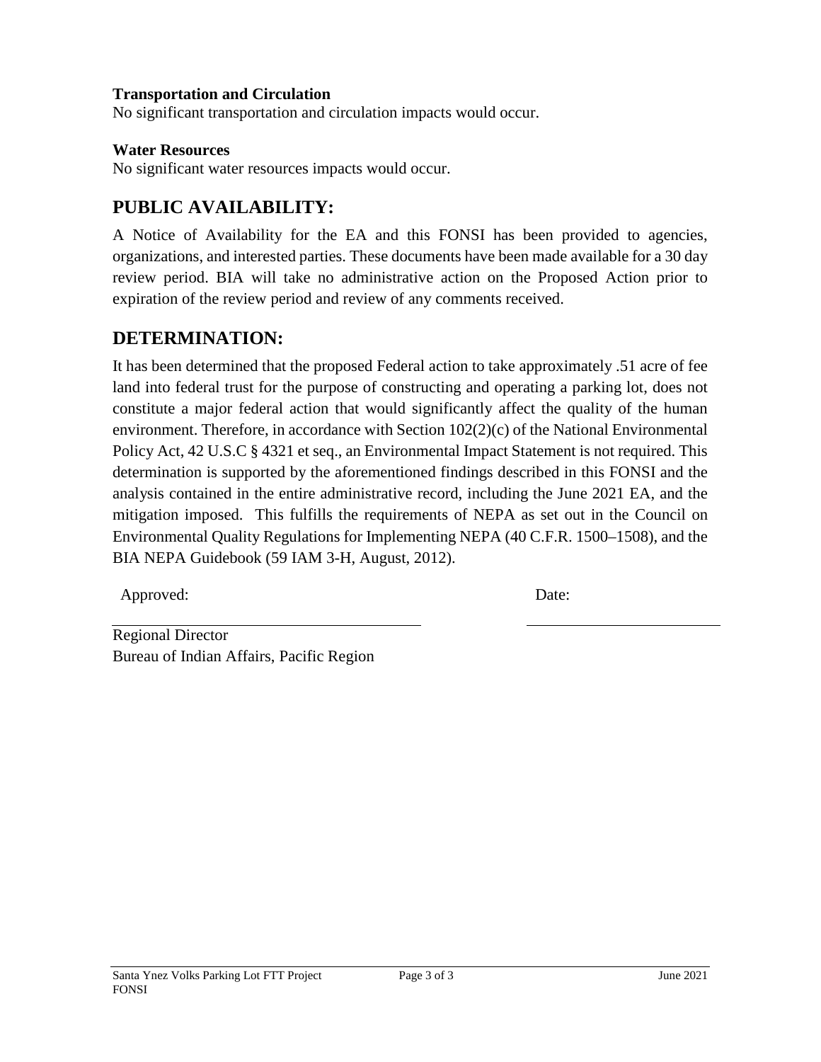**Transportation and Circulation**
No significant transportation and circulation impacts would occur.

**Water Resources**
No significant water resources impacts would occur.

## PUBLIC AVAILABILITY:

A Notice of Availability for the EA and this FONSI has been provided to agencies, organizations, and interested parties. These documents have been made available for a 30 day review period. BIA will take no administrative action on the Proposed Action prior to expiration of the review period and review of any comments received.

## DETERMINATION:

It has been determined that the proposed Federal action to take approximately .51 acre of fee land into federal trust for the purpose of constructing and operating a parking lot, does not constitute a major federal action that would significantly affect the quality of the human environment. Therefore, in accordance with Section 102(2)(c) of the National Environmental Policy Act, 42 U.S.C § 4321 et seq., an Environmental Impact Statement is not required. This determination is supported by the aforementioned findings described in this FONSI and the analysis contained in the entire administrative record, including the June 2021 EA, and the mitigation imposed. This fulfills the requirements of NEPA as set out in the Council on Environmental Quality Regulations for Implementing NEPA (40 C.F.R. 1500–1508), and the BIA NEPA Guidebook (59 IAM 3-H, August, 2012).

Approved: ______________________________ Date: ____________________

Regional Director
Bureau of Indian Affairs, Pacific Region